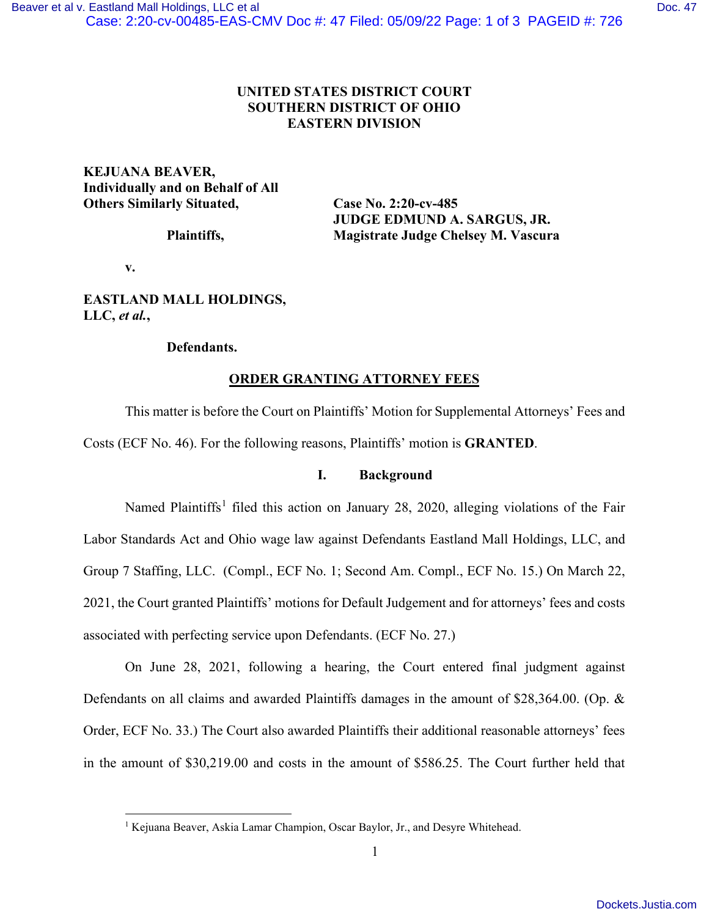UNITED STATES DISTRICT COURT
SOUTHERN DISTRICT OF OHIO
EASTERN DIVISION

**KEJUANA BEAVER, Individually and on Behalf of All Others Similarly Situated,**

**Plaintiffs,**

**v.**

**EASTLAND MALL HOLDINGS, LLC, *et al.*,**

**Defendants.**

**Case No. 2:20-cv-485**
**JUDGE EDMUND A. SARGUS, JR.**
**Magistrate Judge Chelsey M. Vascura**

## ORDER GRANTING ATTORNEY FEES

This matter is before the Court on Plaintiffs' Motion for Supplemental Attorneys' Fees and Costs (ECF No. 46). For the following reasons, Plaintiffs' motion is **GRANTED**.

### I. Background

Named Plaintiffs[1] filed this action on January 28, 2020, alleging violations of the Fair Labor Standards Act and Ohio wage law against Defendants Eastland Mall Holdings, LLC, and Group 7 Staffing, LLC. (Compl., ECF No. 1; Second Am. Compl., ECF No. 15.) On March 22, 2021, the Court granted Plaintiffs' motions for Default Judgement and for attorneys' fees and costs associated with perfecting service upon Defendants. (ECF No. 27.)

On June 28, 2021, following a hearing, the Court entered final judgment against Defendants on all claims and awarded Plaintiffs damages in the amount of $28,364.00. (Op. & Order, ECF No. 33.) The Court also awarded Plaintiffs their additional reasonable attorneys' fees in the amount of $30,219.00 and costs in the amount of $586.25. The Court further held that

[1] Kejuana Beaver, Askia Lamar Champion, Oscar Baylor, Jr., and Desyre Whitehead.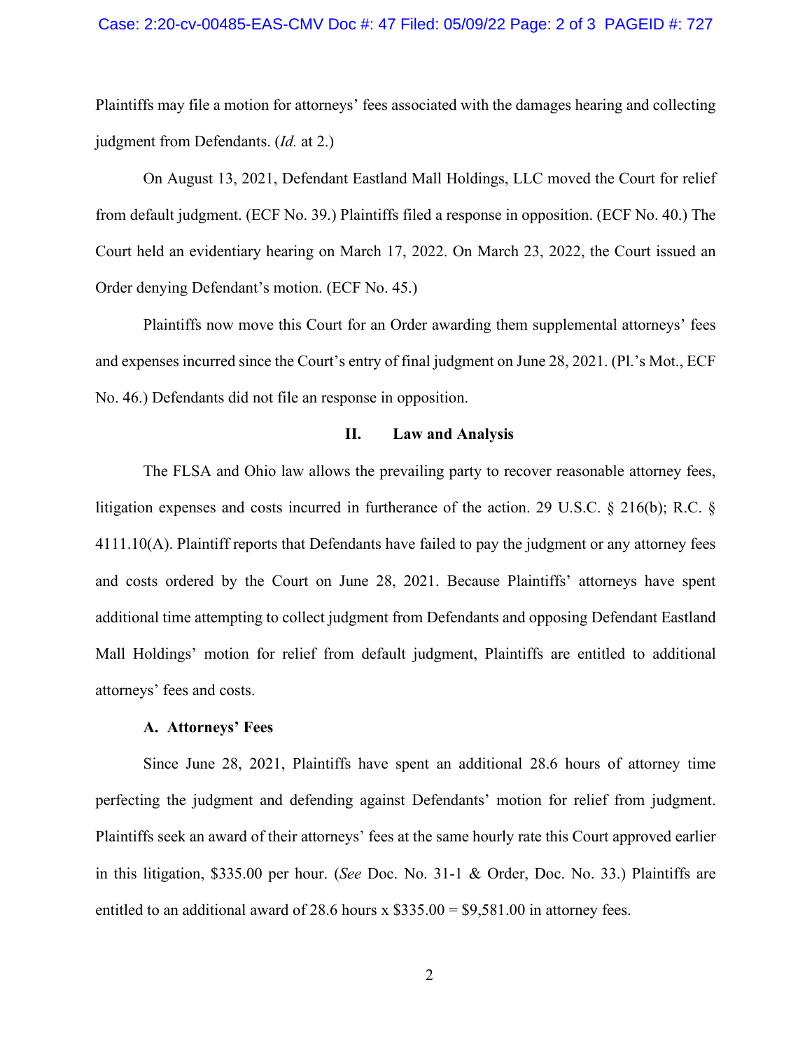Plaintiffs may file a motion for attorneys' fees associated with the damages hearing and collecting judgment from Defendants. (*Id.* at 2.)

On August 13, 2021, Defendant Eastland Mall Holdings, LLC moved the Court for relief from default judgment. (ECF No. 39.) Plaintiffs filed a response in opposition. (ECF No. 40.) The Court held an evidentiary hearing on March 17, 2022. On March 23, 2022, the Court issued an Order denying Defendant's motion. (ECF No. 45.)

Plaintiffs now move this Court for an Order awarding them supplemental attorneys' fees and expenses incurred since the Court's entry of final judgment on June 28, 2021. (Pl.'s Mot., ECF No. 46.) Defendants did not file an response in opposition.

## II. Law and Analysis

The FLSA and Ohio law allows the prevailing party to recover reasonable attorney fees, litigation expenses and costs incurred in furtherance of the action. 29 U.S.C. § 216(b); R.C. § 4111.10(A). Plaintiff reports that Defendants have failed to pay the judgment or any attorney fees and costs ordered by the Court on June 28, 2021. Because Plaintiffs' attorneys have spent additional time attempting to collect judgment from Defendants and opposing Defendant Eastland Mall Holdings' motion for relief from default judgment, Plaintiffs are entitled to additional attorneys' fees and costs.

### A. Attorneys' Fees

Since June 28, 2021, Plaintiffs have spent an additional 28.6 hours of attorney time perfecting the judgment and defending against Defendants' motion for relief from judgment. Plaintiffs seek an award of their attorneys' fees at the same hourly rate this Court approved earlier in this litigation, $335.00 per hour. (*See* Doc. No. 31-1 & Order, Doc. No. 33.) Plaintiffs are entitled to an additional award of 28.6 hours x $335.00 = $9,581.00 in attorney fees.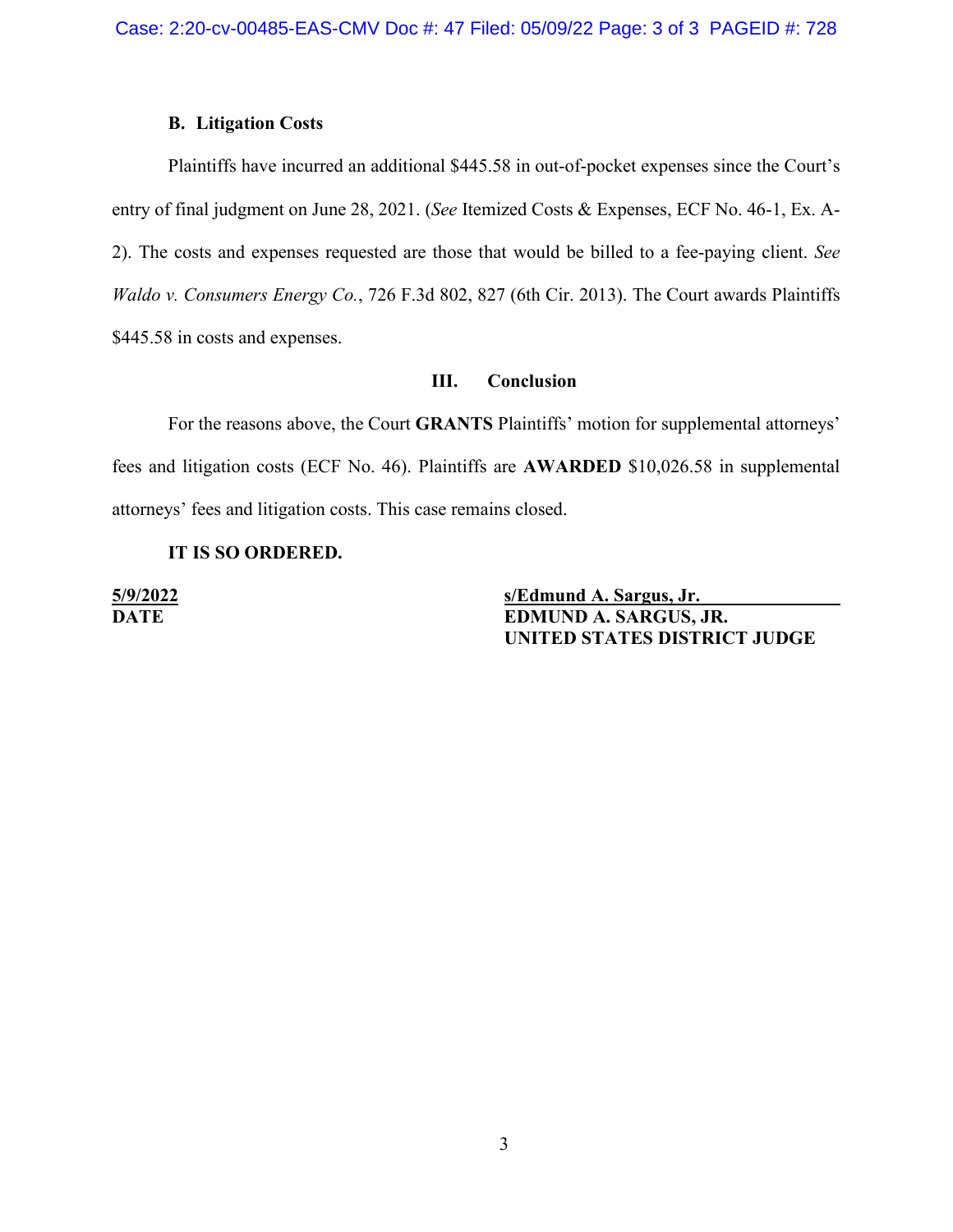### B. Litigation Costs

Plaintiffs have incurred an additional $445.58 in out-of-pocket expenses since the Court's entry of final judgment on June 28, 2021. (*See* Itemized Costs & Expenses, ECF No. 46-1, Ex. A-2). The costs and expenses requested are those that would be billed to a fee-paying client. *See Waldo v. Consumers Energy Co.*, 726 F.3d 802, 827 (6th Cir. 2013). The Court awards Plaintiffs $445.58 in costs and expenses.

## III. Conclusion

For the reasons above, the Court **GRANTS** Plaintiffs' motion for supplemental attorneys' fees and litigation costs (ECF No. 46). Plaintiffs are **AWARDED** $10,026.58 in supplemental attorneys' fees and litigation costs. This case remains closed.

**IT IS SO ORDERED.**

**5/9/2022**
**DATE**

**s/Edmund A. Sargus, Jr.**
**EDMUND A. SARGUS, JR.**
**UNITED STATES DISTRICT JUDGE**